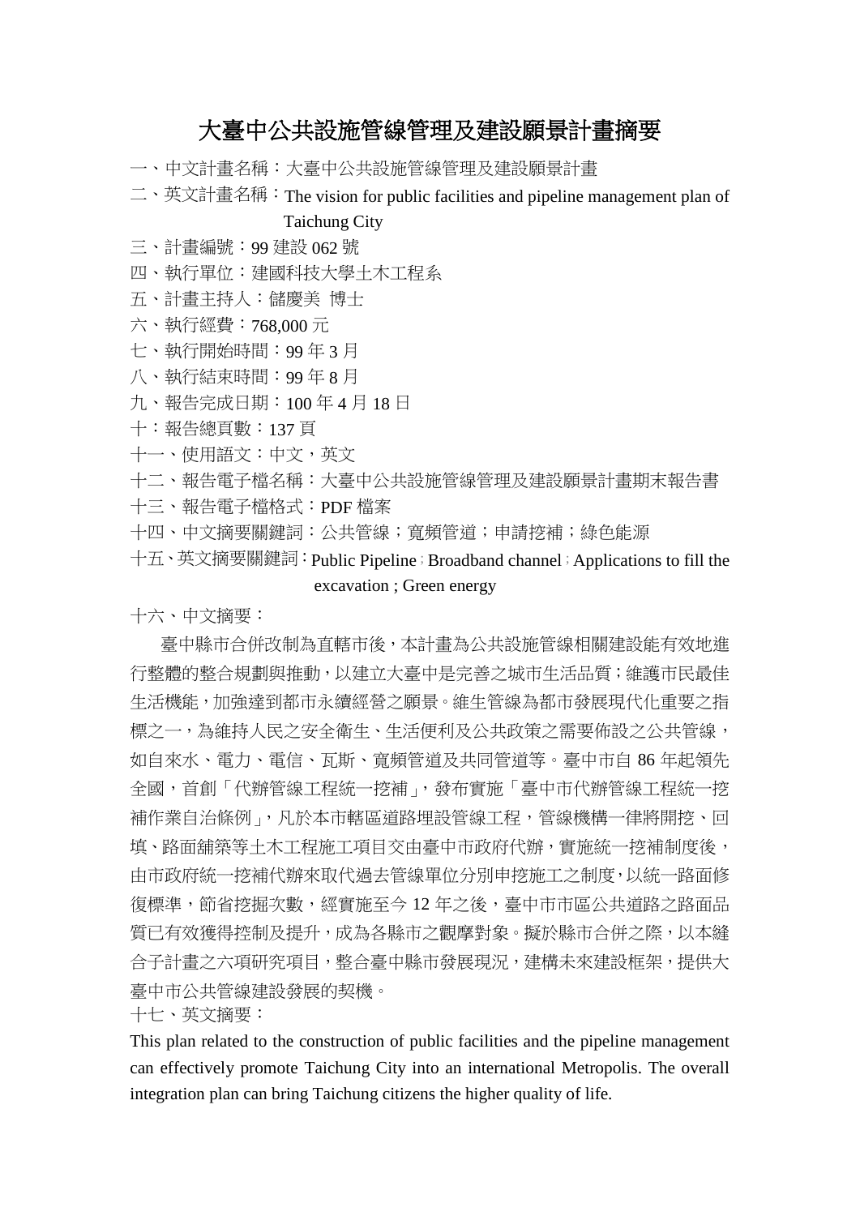# 大臺中公共設施管線管理及建設願景計畫摘要

一、中文計畫名稱：大臺中公共設施管線管理及建設願景計畫

二、英文計畫名稱：The vision for public facilities and pipeline management plan of Taichung City

三、計畫編號：99 建設 062 號

四、執行單位：建國科技大學土木工程系

五、計畫主持人：儲慶美 博士

六、執行經費：768,000 元

七、執行開始時間：99 年 3 月

八、執行結束時間：99 年 8 月

九、報告完成日期：100 年 4 月 18 日

十：報告總頁數：137 頁

十一、使用語文：中文，英文

十二、報告電子檔名稱：大臺中公共設施管線管理及建設願景計畫期末報告書

十三、報告電子檔格式：PDF 檔案

十四、中文摘要關鍵詞：公共管線；寬頻管道；申請挖補；綠色能源

十五、英文摘要關鍵詞：Public Pipeline；Broadband channel；Applications to fill the excavation ; Green energy

十六、中文摘要：

臺中縣市合併改制為直轄市後，本計畫為公共設施管線相關建設能有效地進行整體的整合規劃與推動，以建立大臺中是完善之城市生活品質；維護市民最佳生活機能，加強達到都市永續經營之願景。維生管線為都市發展現代化重要之指標之一，為維持人民之安全衛生、生活便利及公共政策之需要佈設之公共管線，如自來水、電力、電信、瓦斯、寬頻管道及共同管道等。臺中市自 86 年起領先全國，首創「代辦管線工程統一挖補」，發布實施「臺中市代辦管線工程統一挖補作業自治條例」，凡於本市轄區道路埋設管線工程，管線機構一律將開挖、回填、路面舖築等土木工程施工項目交由臺中市政府代辦，實施統一挖補制度後，由市政府統一挖補代辦來取代過去管線單位分別申挖施工之制度，以統一路面修復標準，節省挖掘次數，經實施至今 12 年之後，臺中市市區公共道路之路面品質已有效獲得控制及提升，成為各縣市之觀摩對象。擬於縣市合併之際，以本縫合子計畫之六項研究項目，整合臺中縣市發展現況，建構未來建設框架，提供大臺中市公共管線建設發展的契機。

十七、英文摘要：

This plan related to the construction of public facilities and the pipeline management can effectively promote Taichung City into an international Metropolis. The overall integration plan can bring Taichung citizens the higher quality of life.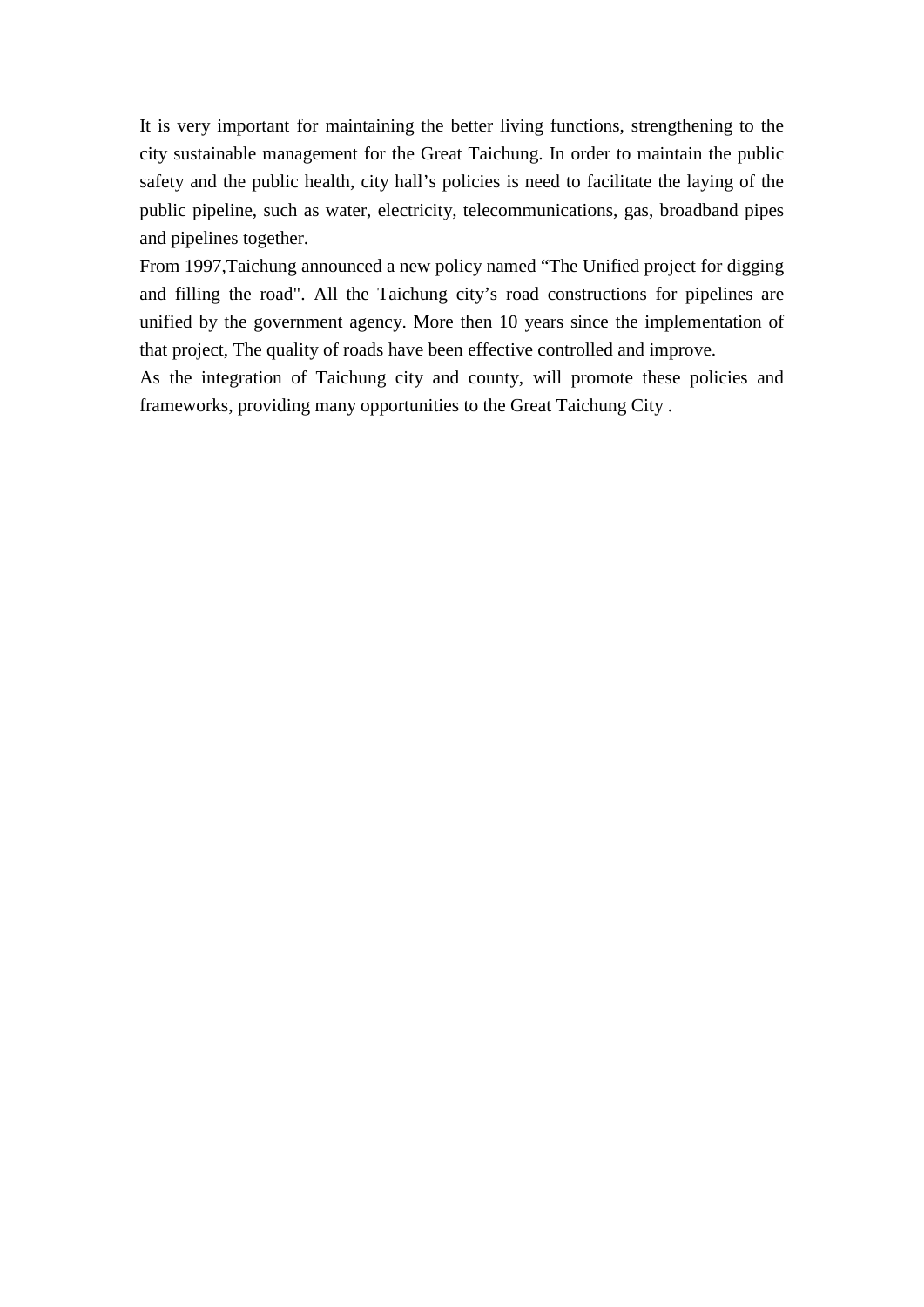It is very important for maintaining the better living functions, strengthening to the city sustainable management for the Great Taichung. In order to maintain the public safety and the public health, city hall's policies is need to facilitate the laying of the public pipeline, such as water, electricity, telecommunications, gas, broadband pipes and pipelines together.

From 1997,Taichung announced a new policy named “The Unified project for digging and filling the road". All the Taichung city's road constructions for pipelines are unified by the government agency. More then 10 years since the implementation of that project, The quality of roads have been effective controlled and improve.

As the integration of Taichung city and county, will promote these policies and frameworks, providing many opportunities to the Great Taichung City .